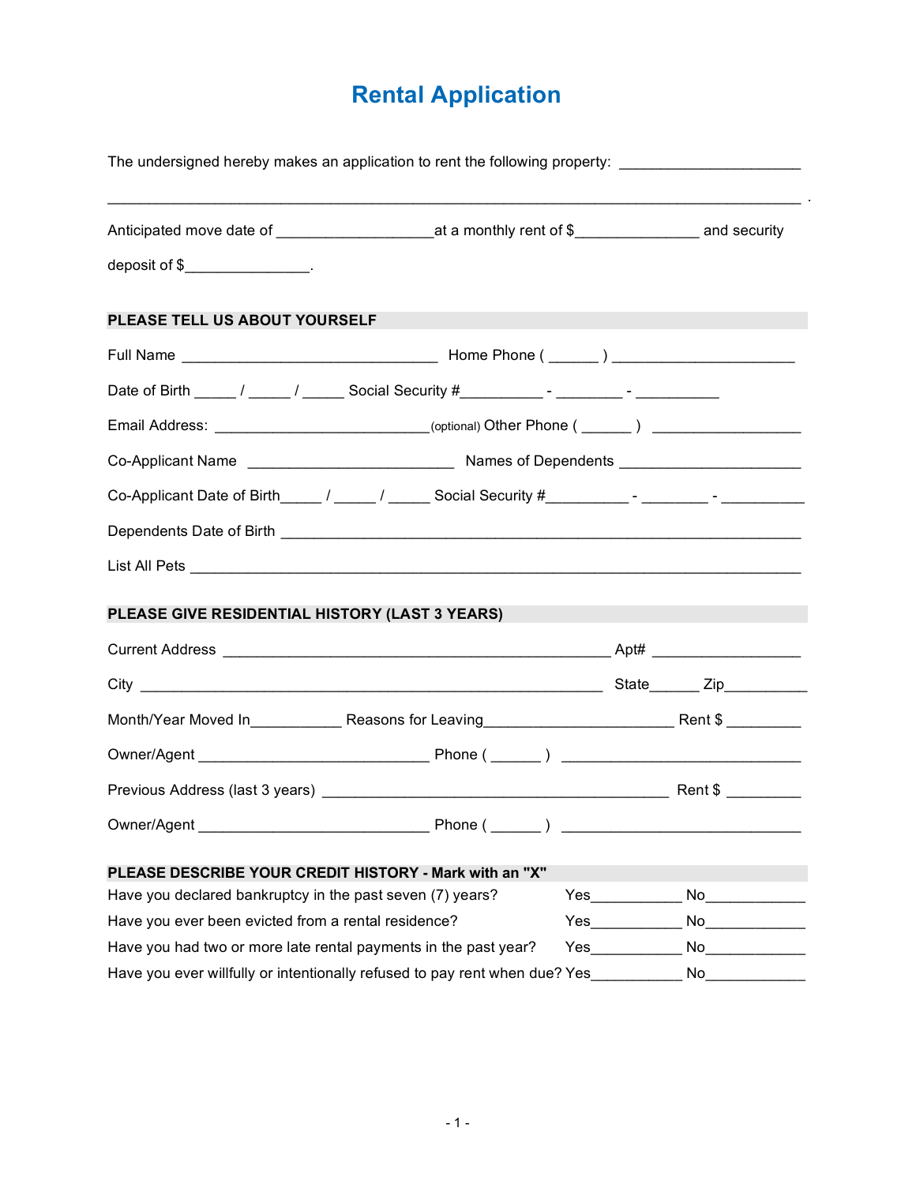# Rental Application

The undersigned hereby makes an application to rent the following property: ______________________

_____________________________________________________________________________________ .

Anticipated move date of ___________________at a monthly rent of $_______________ and security deposit of $_______________.

## PLEASE TELL US ABOUT YOURSELF

Full Name ________________________________ Home Phone ( ______ ) _______________________

Date of Birth _____ / _____ / _____ Social Security #__________ - ________ - __________

Email Address: ___________________________(optional) Other Phone ( ______ ) ___________________

Co-Applicant Name __________________________ Names of Dependents _______________________

Co-Applicant Date of Birth_____ / _____ / _____ Social Security #__________ - ________ - __________

Dependents Date of Birth _________________________________________________________________

List All Pets _____________________________________________________________________________

## PLEASE GIVE RESIDENTIAL HISTORY (LAST 3 YEARS)

Current Address _________________________________________________ Apt# ___________________

City ___________________________________________________________ State______ Zip__________

Month/Year Moved In___________ Reasons for Leaving_______________________ Rent $ _________

Owner/Agent _____________________________ Phone ( ______ ) _______________________________

Previous Address (last 3 years) ____________________________________________ Rent $ _________

Owner/Agent _____________________________ Phone ( ______ ) _______________________________

## PLEASE DESCRIBE YOUR CREDIT HISTORY - Mark with an "X"

Have you declared bankruptcy in the past seven (7) years? Yes___________ No____________

Have you ever been evicted from a rental residence? Yes___________ No____________

Have you had two or more late rental payments in the past year? Yes___________ No____________

Have you ever willfully or intentionally refused to pay rent when due? Yes___________ No____________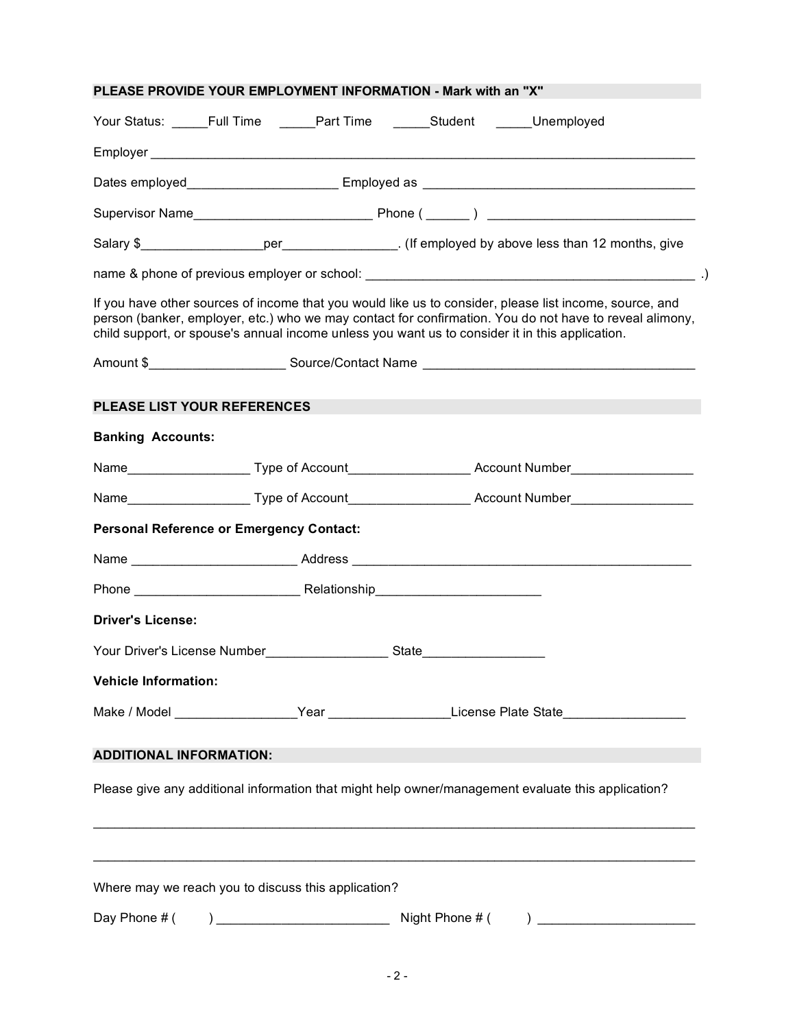## PLEASE PROVIDE YOUR EMPLOYMENT INFORMATION - Mark with an "X"

Your Status: _____Full Time _____Part Time _____Student _____Unemployed

Employer ______________________________________________________________________________

Dates employed____________________ Employed as ____________________________________

Supervisor Name________________________ Phone ( ______ ) ____________________________

Salary $________________per_______________. (If employed by above less than 12 months, give

name & phone of previous employer or school: ______________________________________________ .)

If you have other sources of income that you would like us to consider, please list income, source, and person (banker, employer, etc.) who we may contact for confirmation. You do not have to reveal alimony, child support, or spouse's annual income unless you want us to consider it in this application.

Amount $__________________ Source/Contact Name ____________________________________

## PLEASE LIST YOUR REFERENCES

**Banking Accounts:**

Name_________________ Type of Account________________ Account Number_________________

Name_________________ Type of Account________________ Account Number_________________

**Personal Reference or Emergency Contact:**

Name ______________________ Address _____________________________________________

Phone _______________________ Relationship______________________

**Driver's License:**

Your Driver's License Number________________ State________________

**Vehicle Information:**

Make / Model ________________Year ________________License Plate State________________

## ADDITIONAL INFORMATION:

Please give any additional information that might help owner/management evaluate this application?

_____________________________________________________________________________________

_____________________________________________________________________________________

Where may we reach you to discuss this application?

Day Phone # (       ) _______________________ Night Phone # (       ) _____________________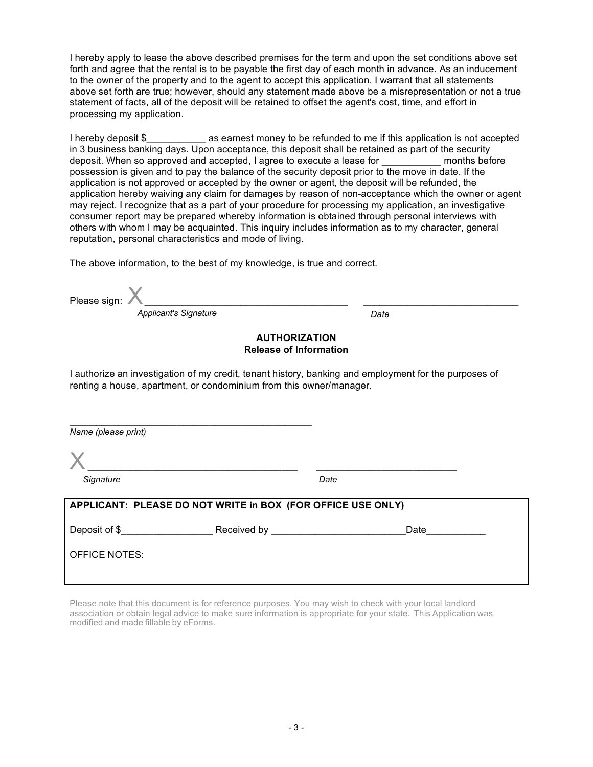I hereby apply to lease the above described premises for the term and upon the set conditions above set forth and agree that the rental is to be payable the first day of each month in advance. As an inducement to the owner of the property and to the agent to accept this application. I warrant that all statements above set forth are true; however, should any statement made above be a misrepresentation or not a true statement of facts, all of the deposit will be retained to offset the agent's cost, time, and effort in processing my application.

I hereby deposit $___________ as earnest money to be refunded to me if this application is not accepted in 3 business banking days. Upon acceptance, this deposit shall be retained as part of the security deposit. When so approved and accepted, I agree to execute a lease for ___________ months before possession is given and to pay the balance of the security deposit prior to the move in date. If the application is not approved or accepted by the owner or agent, the deposit will be refunded, the application hereby waiving any claim for damages by reason of non-acceptance which the owner or agent may reject. I recognize that as a part of your procedure for processing my application, an investigative consumer report may be prepared whereby information is obtained through personal interviews with others with whom I may be acquainted. This inquiry includes information as to my character, general reputation, personal characteristics and mode of living.

The above information, to the best of my knowledge, is true and correct.

Please sign: X_____________________________________ _____________________________
*Applicant's Signature* *Date*

**AUTHORIZATION**
**Release of Information**

I authorize an investigation of my credit, tenant history, banking and employment for the purposes of renting a house, apartment, or condominium from this owner/manager.

_____________________________________________
*Name (please print)*

X_____________________________________ _________________________
*Signature* *Date*

**APPLICANT: PLEASE DO NOT WRITE in BOX (FOR OFFICE USE ONLY)**

Deposit of $_________________ Received by _________________________Date___________

OFFICE NOTES:

Please note that this document is for reference purposes. You may wish to check with your local landlord association or obtain legal advice to make sure information is appropriate for your state. This Application was modified and made fillable by eForms.